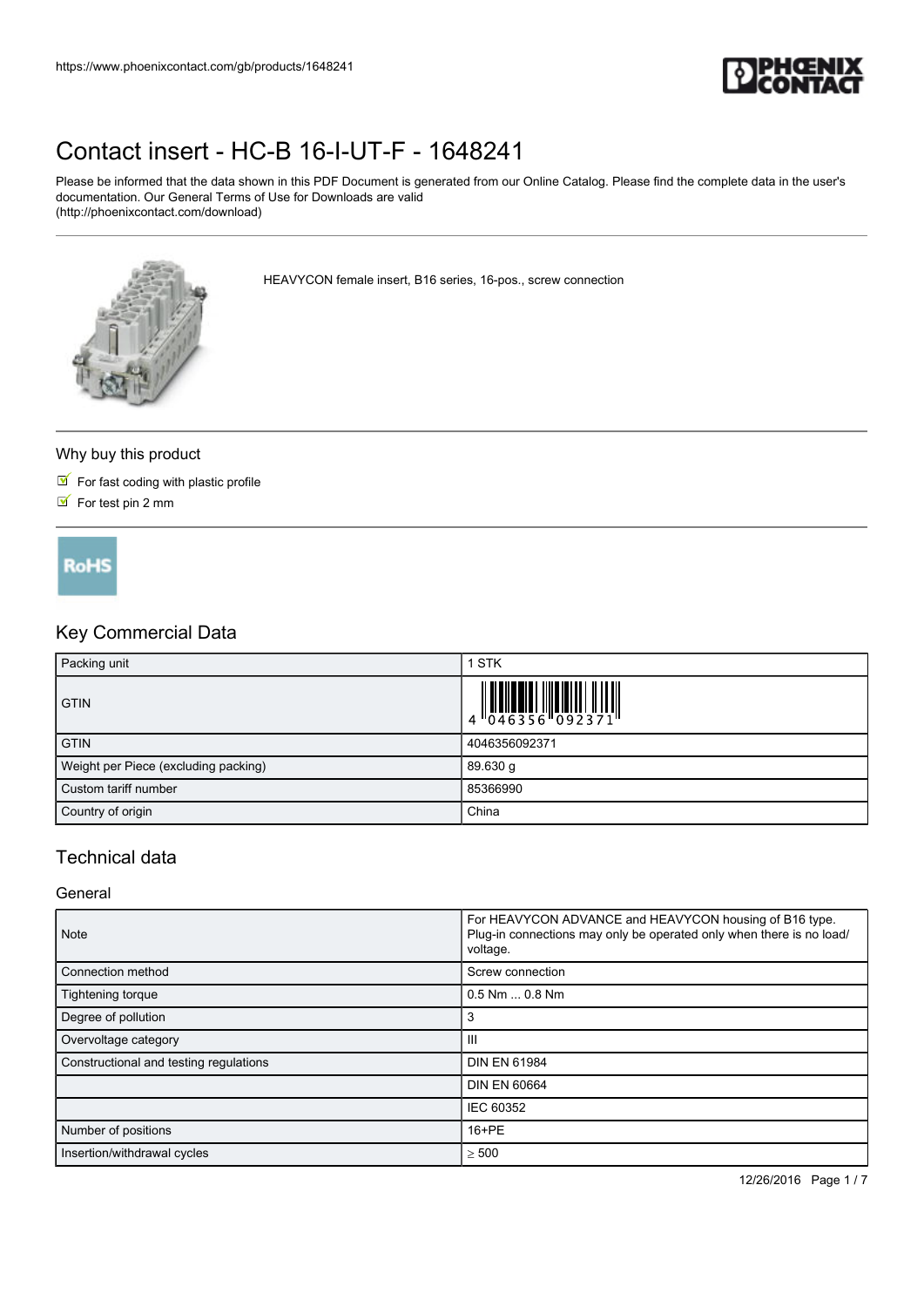# Contact insert - HC-B 16-I-UT-F - 1648241

Please be informed that the data shown in this PDF Document is generated from our Online Catalog. Please find the complete data in the user's documentation. Our General Terms of Use for Downloads are valid (http://phoenixcontact.com/download)

HEAVYCON female insert, B16 series, 16-pos., screw connection

## Why buy this product

- For fast coding with plastic profile
- For test pin 2 mm

RoHS

## Key Commercial Data

| | |
|---|---|
| Packing unit | 1 STK |
| GTIN | 4 046356 092371 |
| GTIN | 4046356092371 |
| Weight per Piece (excluding packing) | 89.630 g |
| Custom tariff number | 85366990 |
| Country of origin | China |

## Technical data

### General

| | |
|---|---|
| Note | For HEAVYCON ADVANCE and HEAVYCON housing of B16 type. Plug-in connections may only be operated only when there is no load/ voltage. |
| Connection method | Screw connection |
| Tightening torque | 0.5 Nm ... 0.8 Nm |
| Degree of pollution | 3 |
| Overvoltage category | III |
| Constructional and testing regulations | DIN EN 61984 |
| | DIN EN 60664 |
| | IEC 60352 |
| Number of positions | 16+PE |
| Insertion/withdrawal cycles | ≥ 500 |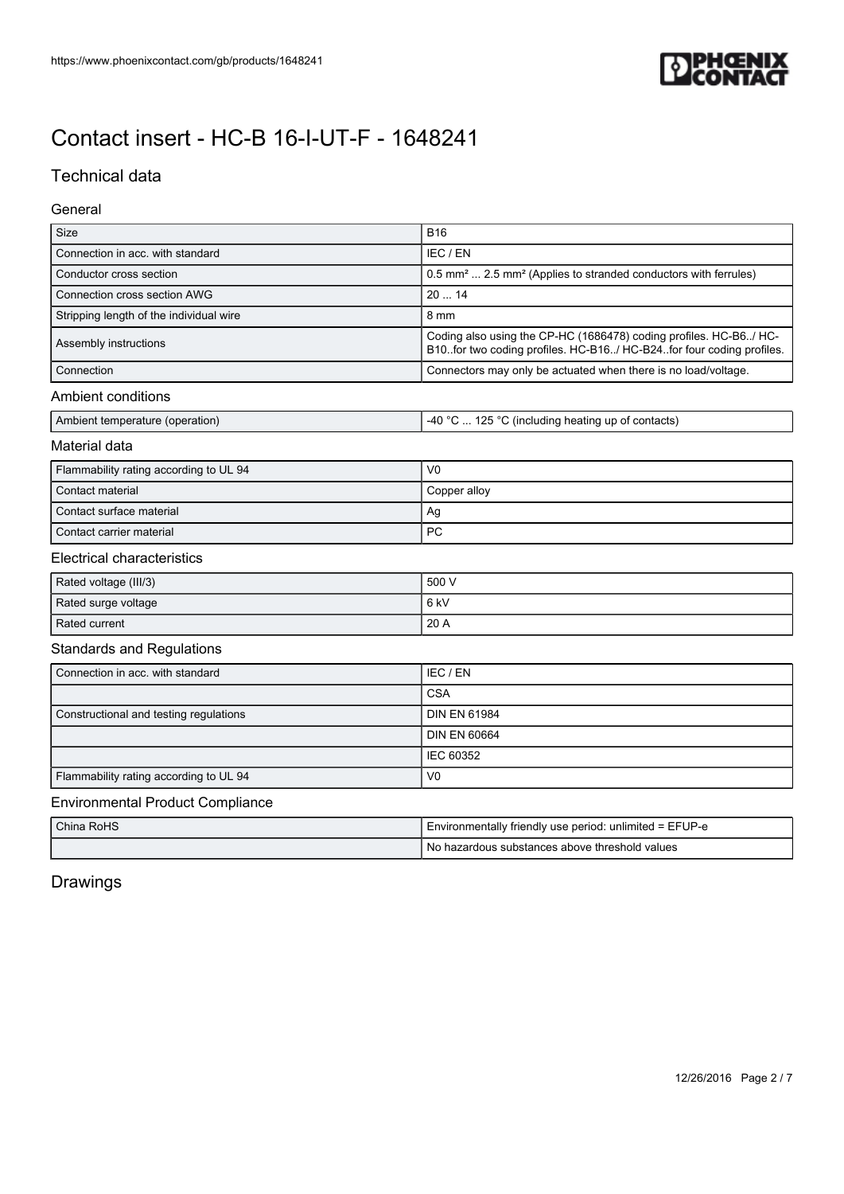# Contact insert - HC-B 16-I-UT-F - 1648241

## Technical data

### General

| | |
|---|---|
| Size | B16 |
| Connection in acc. with standard | IEC / EN |
| Conductor cross section | 0.5 mm² ... 2.5 mm² (Applies to stranded conductors with ferrules) |
| Connection cross section AWG | 20 ... 14 |
| Stripping length of the individual wire | 8 mm |
| Assembly instructions | Coding also using the CP-HC (1686478) coding profiles. HC-B6../ HC-B10..for two coding profiles. HC-B16../ HC-B24..for four coding profiles. |
| Connection | Connectors may only be actuated when there is no load/voltage. |

### Ambient conditions

| | |
|---|---|
| Ambient temperature (operation) | -40 °C ... 125 °C (including heating up of contacts) |

### Material data

| | |
|---|---|
| Flammability rating according to UL 94 | V0 |
| Contact material | Copper alloy |
| Contact surface material | Ag |
| Contact carrier material | PC |

### Electrical characteristics

| | |
|---|---|
| Rated voltage (III/3) | 500 V |
| Rated surge voltage | 6 kV |
| Rated current | 20 A |

### Standards and Regulations

| | |
|---|---|
| Connection in acc. with standard | IEC / EN |
| | CSA |
| Constructional and testing regulations | DIN EN 61984 |
| | DIN EN 60664 |
| | IEC 60352 |
| Flammability rating according to UL 94 | V0 |

### Environmental Product Compliance

| | |
|---|---|
| China RoHS | Environmentally friendly use period: unlimited = EFUP-e |
| | No hazardous substances above threshold values |

## Drawings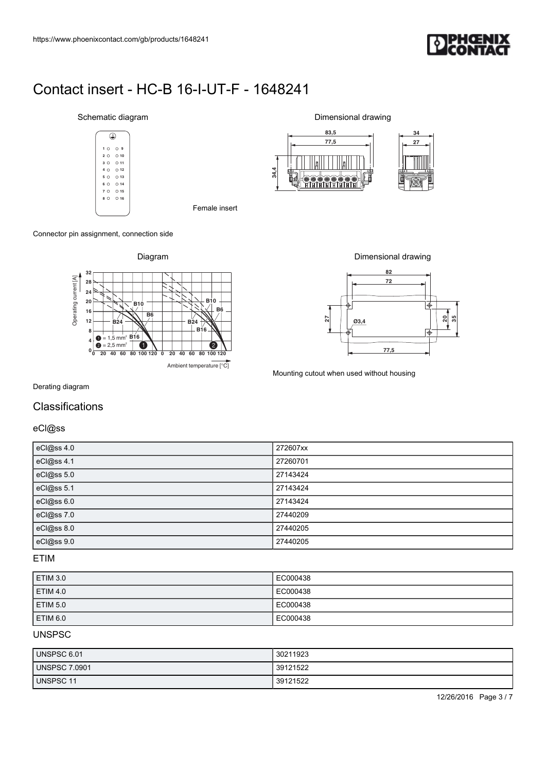# Contact insert - HC-B 16-I-UT-F - 1648241

Schematic diagram

1 9
2 10
3 11
4 12
5 13
6 14
7 15
8 16

Female insert

Connector pin assignment, connection side

Dimensional drawing

83,5
77,5
34,4
34
27

Diagram

Operating current [A]
32
28
24
20
16
12
8
4
0
B10
B6
B24
B16
B10
B6
B24
B16
❶ = 1,5 mm²
❷ = 2,5 mm²
0 20 40 60 80 100 120 0 20 40 60 80 100 120
Ambient temperature [°C]

Derating diagram

Dimensional drawing

82
72
27
Ø3,4
20
35
77,5

Mounting cutout when used without housing

## Classifications

### eCl@ss

| | |
|---|---|
| eCl@ss 4.0 | 272607xx |
| eCl@ss 4.1 | 27260701 |
| eCl@ss 5.0 | 27143424 |
| eCl@ss 5.1 | 27143424 |
| eCl@ss 6.0 | 27143424 |
| eCl@ss 7.0 | 27440209 |
| eCl@ss 8.0 | 27440205 |
| eCl@ss 9.0 | 27440205 |

### ETIM

| | |
|---|---|
| ETIM 3.0 | EC000438 |
| ETIM 4.0 | EC000438 |
| ETIM 5.0 | EC000438 |
| ETIM 6.0 | EC000438 |

### UNSPSC

| | |
|---|---|
| UNSPSC 6.01 | 30211923 |
| UNSPSC 7.0901 | 39121522 |
| UNSPSC 11 | 39121522 |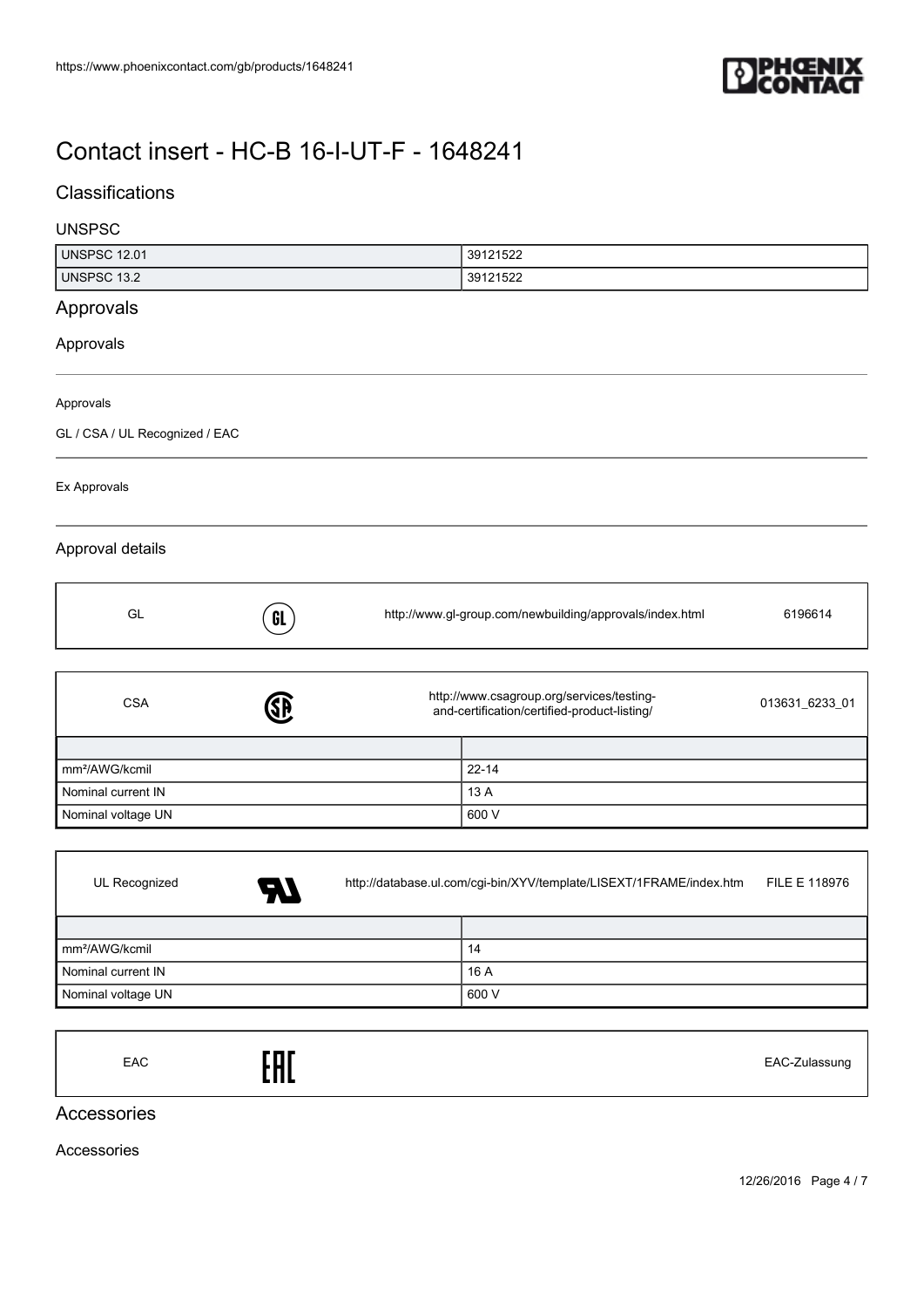# Contact insert - HC-B 16-I-UT-F - 1648241

## Classifications

### UNSPSC

| | |
|---|---|
| UNSPSC 12.01 | 39121522 |
| UNSPSC 13.2 | 39121522 |

## Approvals

### Approvals

Approvals

GL / CSA / UL Recognized / EAC

Ex Approvals

### Approval details

| | | | |
|---|---|---|---|
| GL | | http://www.gl-group.com/newbuilding/approvals/index.html | 6196614 |

| | | | |
|---|---|---|---|
| CSA | | http://www.csagroup.org/services/testing-and-certification/certified-product-listing/ | 013631_6233_01 |

| | |
|---|---|
| mm²/AWG/kcmil | 22-14 |
| Nominal current IN | 13 A |
| Nominal voltage UN | 600 V |

| | | | |
|---|---|---|---|
| UL Recognized | | http://database.ul.com/cgi-bin/XYV/template/LISEXT/1FRAME/index.htm | FILE E 118976 |

| | |
|---|---|
| mm²/AWG/kcmil | 14 |
| Nominal current IN | 16 A |
| Nominal voltage UN | 600 V |

| | | |
|---|---|---|
| EAC | | EAC-Zulassung |

## Accessories

### Accessories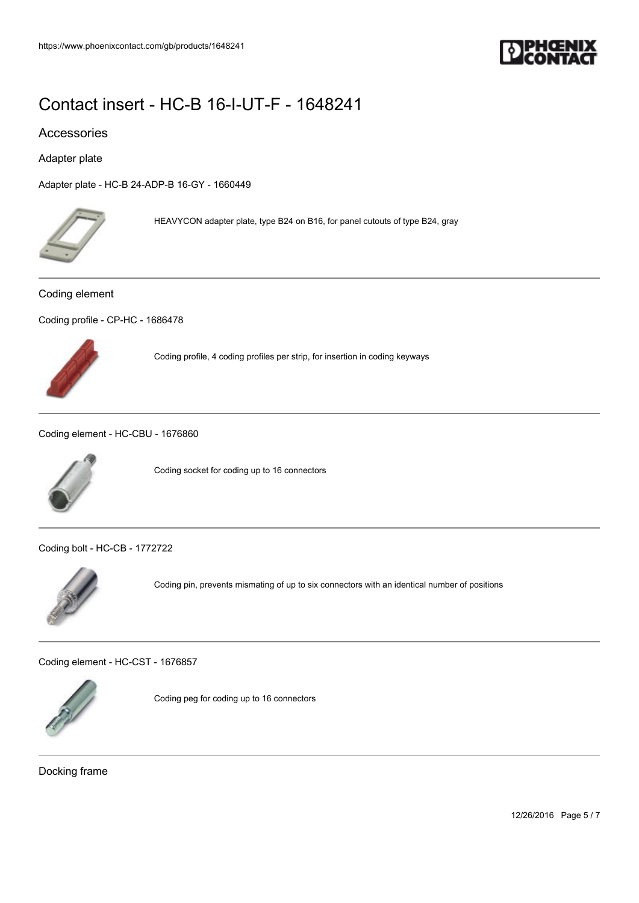# Contact insert - HC-B 16-I-UT-F - 1648241

## Accessories

### Adapter plate

Adapter plate - HC-B 24-ADP-B 16-GY - 1660449

HEAVYCON adapter plate, type B24 on B16, for panel cutouts of type B24, gray

---

### Coding element

Coding profile - CP-HC - 1686478

Coding profile, 4 coding profiles per strip, for insertion in coding keyways

---

Coding element - HC-CBU - 1676860

Coding socket for coding up to 16 connectors

---

Coding bolt - HC-CB - 1772722

Coding pin, prevents mismating of up to six connectors with an identical number of positions

---

Coding element - HC-CST - 1676857

Coding peg for coding up to 16 connectors

---

### Docking frame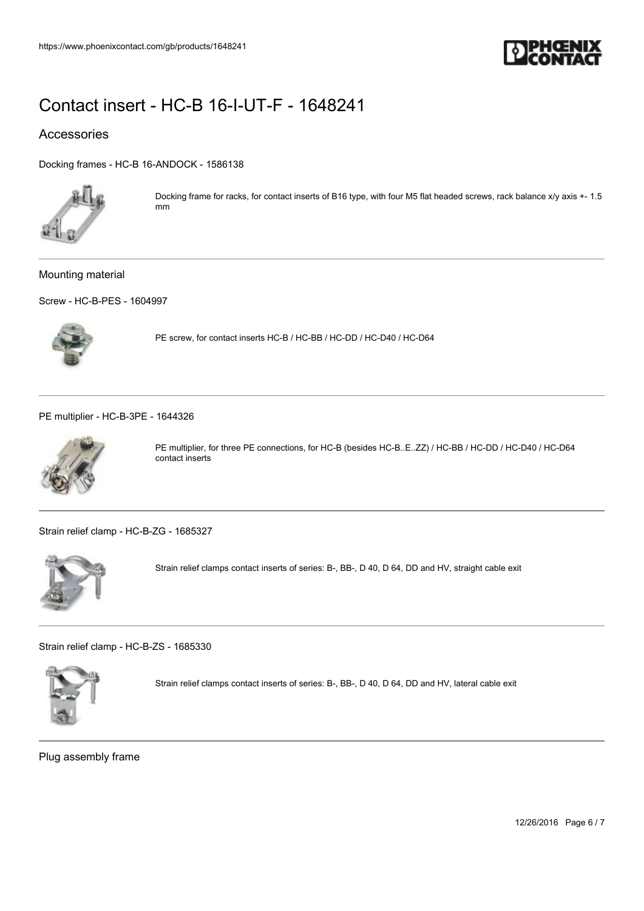# Contact insert - HC-B 16-I-UT-F - 1648241

## Accessories

Docking frames - HC-B 16-ANDOCK - 1586138

Docking frame for racks, for contact inserts of B16 type, with four M5 flat headed screws, rack balance x/y axis +- 1.5 mm

---

Mounting material

Screw - HC-B-PES - 1604997

PE screw, for contact inserts HC-B / HC-BB / HC-DD / HC-D40 / HC-D64

---

PE multiplier - HC-B-3PE - 1644326

PE multiplier, for three PE connections, for HC-B (besides HC-B..E..ZZ) / HC-BB / HC-DD / HC-D40 / HC-D64 contact inserts

---

Strain relief clamp - HC-B-ZG - 1685327

Strain relief clamps contact inserts of series: B-, BB-, D 40, D 64, DD and HV, straight cable exit

---

Strain relief clamp - HC-B-ZS - 1685330

Strain relief clamps contact inserts of series: B-, BB-, D 40, D 64, DD and HV, lateral cable exit

---

Plug assembly frame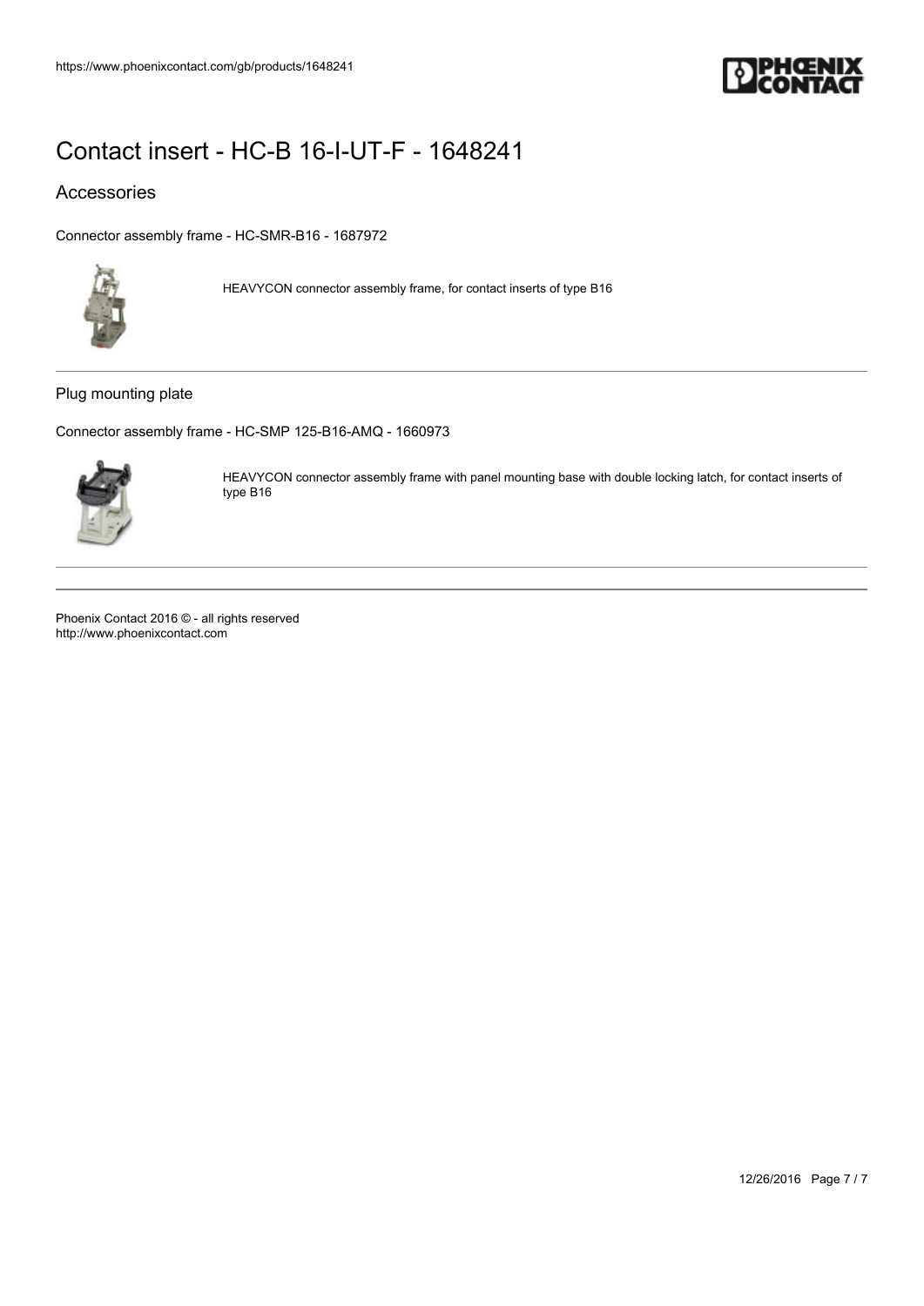# Contact insert - HC-B 16-I-UT-F - 1648241

## Accessories

Connector assembly frame - HC-SMR-B16 - 1687972

HEAVYCON connector assembly frame, for contact inserts of type B16

---

### Plug mounting plate

Connector assembly frame - HC-SMP 125-B16-AMQ - 1660973

HEAVYCON connector assembly frame with panel mounting base with double locking latch, for contact inserts of type B16

---

Phoenix Contact 2016 © - all rights reserved
http://www.phoenixcontact.com